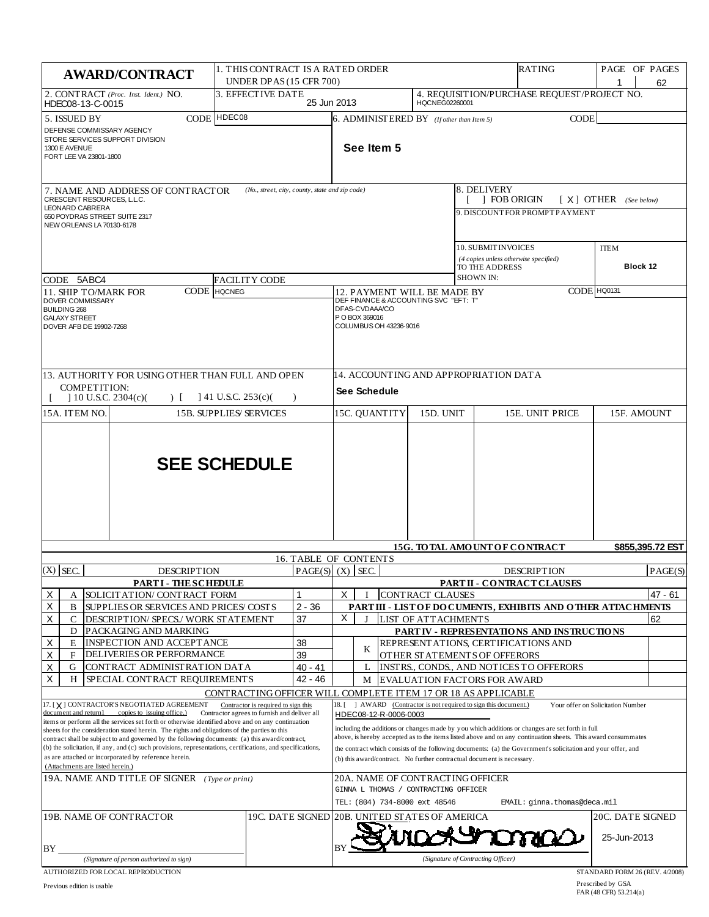# AWARD/CONTRACT

| | |
|---|---|
| 1. THIS CONTRACT IS A RATED ORDER UNDER DPAS (15 CFR 700) | RATING |
| PAGE OF PAGES | 1 / 62 |
| 2. CONTRACT *(Proc. Inst. Ident.)* NO. | HDEC08-13-C-0015 |
| 3. EFFECTIVE DATE | 25 Jun 2013 |
| 4. REQUISITION/PURCHASE REQUEST/PROJECT NO. | HQCNEG02260001 |
| 5. ISSUED BY CODE HDEC08 | DEFENSE COMMISSARY AGENCY<br>STORE SERVICES SUPPORT DIVISION<br>1300 E AVENUE<br>FORT LEE VA 23801-1800 |
| 6. ADMINISTERED BY *(If other than Item 5)* CODE | See Item 5 |
| 7. NAME AND ADDRESS OF CONTRACTOR *(No., street, city, county, state and zip code)* | CRESCENT RESOURCES, L.L.C.<br>LEONARD CABRERA<br>650 POYDRAS STREET SUITE 2317<br>NEW ORLEANS LA 70130-6178 |
| CODE | 5ABC4 |
| FACILITY CODE | |
| 8. DELIVERY | [ ] FOB ORIGIN [ X ] OTHER *(See below)* |
| 9. DISCOUNT FOR PROMPT PAYMENT | |
| 10. SUBMIT INVOICES *(4 copies unless otherwise specified)* TO THE ADDRESS SHOWN IN: | ITEM Block 12 |
| 11. SHIP TO/MARK FOR CODE HQCNEG | DOVER COMMISSARY<br>BUILDING 268<br>GALAXY STREET<br>DOVER AFB DE 19902-7268 |
| 12. PAYMENT WILL BE MADE BY CODE HQ0131 | DEF FINANCE & ACCOUNTING SVC "EFT: T"<br>DFAS-CVDAAA/CO<br>P O BOX 369016<br>COLUMBUS OH 43236-9016 |
| 13. AUTHORITY FOR USING OTHER THAN FULL AND OPEN COMPETITION: | [ ] 10 U.S.C. 2304(c)( ) [ ] 41 U.S.C. 253(c)( ) |
| 14. ACCOUNTING AND APPROPRIATION DATA | See Schedule |

| 15A. ITEM NO. | 15B. SUPPLIES/ SERVICES | 15C. QUANTITY | 15D. UNIT | 15E. UNIT PRICE | 15F. AMOUNT |
|---|---|---|---|---|---|
| | **SEE SCHEDULE** | | | | |
| | | | | **15G. TOTAL AMOUNT OF CONTRACT** | **$855,395.72 EST** |

## 16. TABLE OF CONTENTS

| (X) | SEC. | DESCRIPTION | PAGE(S) | (X) | SEC. | DESCRIPTION | PAGE(S) |
|---|---|---|---|---|---|---|---|
| | | **PART I - THE SCHEDULE** | | | | **PART II - CONTRACT CLAUSES** | |
| X | A | SOLICITATION/ CONTRACT FORM | 1 | X | I | CONTRACT CLAUSES | 47 - 61 |
| X | B | SUPPLIES OR SERVICES AND PRICES/ COSTS | 2 - 36 | | | **PART III - LIST OF DOCUMENTS, EXHIBITS AND OTHER ATTACHMENTS** | |
| X | C | DESCRIPTION/ SPECS./ WORK STATEMENT | 37 | X | J | LIST OF ATTACHMENTS | 62 |
| | D | PACKAGING AND MARKING | | | | **PART IV - REPRESENTATIONS AND INSTRUCTIONS** | |
| X | E | INSPECTION AND ACCEPTANCE | 38 | | K | REPRESENTATIONS, CERTIFICATIONS AND OTHER STATEMENTS OF OFFERORS | |
| X | F | DELIVERIES OR PERFORMANCE | 39 | | | | |
| X | G | CONTRACT ADMINISTRATION DATA | 40 - 41 | | L | INSTRS., CONDS., AND NOTICES TO OFFERORS | |
| X | H | SPECIAL CONTRACT REQUIREMENTS | 42 - 46 | | M | EVALUATION FACTORS FOR AWARD | |

CONTRACTING OFFICER WILL COMPLETE ITEM 17 OR 18 AS APPLICABLE

17. [ X ] CONTRACTOR'S NEGOTIATED AGREEMENT Contractor is required to sign this document and return 1 copies to issuing office.) Contractor agrees to furnish and deliver all items or perform all the services set forth or otherwise identified above and on any continuation sheets for the consideration stated herein. The rights and obligations of the parties to this contract shall be subject to and governed by the following documents: (a) this award/contract, (b) the solicitation, if any, and (c) such provisions, representations, certifications, and specifications, as are attached or incorporated by reference herein. (Attachments are listed herein.)

18. [ ] AWARD (Contractor is not required to sign this document.) Your offer on Solicitation Number HDEC08-12-R-0006-0003 including the additions or changes made by you which additions or changes are set forth in full above, is hereby accepted as to the items listed above and on any continuation sheets. This award consummates the contract which consists of the following documents: (a) the Government's solicitation and your offer, and (b) this award/contract. No further contractual document is necessary.

| | |
|---|---|
| 19A. NAME AND TITLE OF SIGNER *(Type or print)* | |
| 20A. NAME OF CONTRACTING OFFICER | GINNA L THOMAS / CONTRACTING OFFICER<br>TEL: (804) 734-8000 ext 48546 EMAIL: ginna.thomas@deca.mil |
| 19B. NAME OF CONTRACTOR | BY ______ *(Signature of person authorized to sign)* |
| 19C. DATE SIGNED | |
| 20B. UNITED STATES OF AMERICA | BY [signature] *(Signature of Contracting Officer)* |
| 20C. DATE SIGNED | 25-Jun-2013 |

AUTHORIZED FOR LOCAL REPRODUCTION
Previous edition is usable

STANDARD FORM 26 (REV. 4/2008)
Prescribed by GSA
FAR (48 CFR) 53.214(a)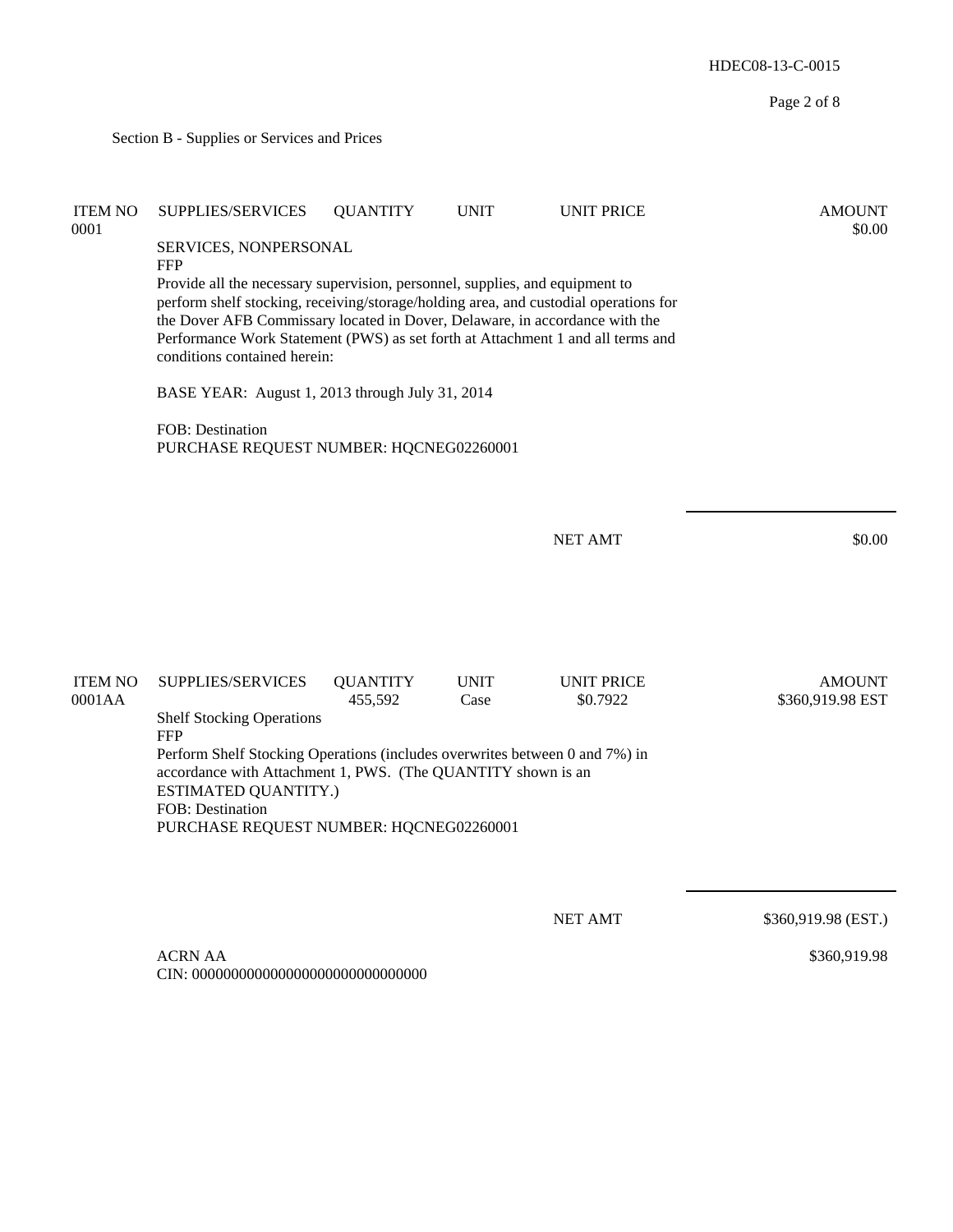Section B - Supplies or Services and Prices

| ITEM NO | SUPPLIES/SERVICES | QUANTITY | UNIT | UNIT PRICE | AMOUNT |
|---|---|---|---|---|---|
| 0001 | | | | | $0.00 |

SERVICES, NONPERSONAL
FFP
Provide all the necessary supervision, personnel, supplies, and equipment to perform shelf stocking, receiving/storage/holding area, and custodial operations for the Dover AFB Commissary located in Dover, Delaware, in accordance with the Performance Work Statement (PWS) as set forth at Attachment 1 and all terms and conditions contained herein:

BASE YEAR: August 1, 2013 through July 31, 2014

FOB: Destination
PURCHASE REQUEST NUMBER: HQCNEG02260001

NET AMT $0.00

| ITEM NO | SUPPLIES/SERVICES | QUANTITY | UNIT | UNIT PRICE | AMOUNT |
|---|---|---|---|---|---|
| 0001AA | | 455,592 | Case | $0.7922 | $360,919.98 EST |

Shelf Stocking Operations
FFP
Perform Shelf Stocking Operations (includes overwrites between 0 and 7%) in accordance with Attachment 1, PWS. (The QUANTITY shown is an ESTIMATED QUANTITY.)
FOB: Destination
PURCHASE REQUEST NUMBER: HQCNEG02260001

NET AMT $360,919.98 (EST.)

ACRN AA $360,919.98
CIN: 000000000000000000000000000000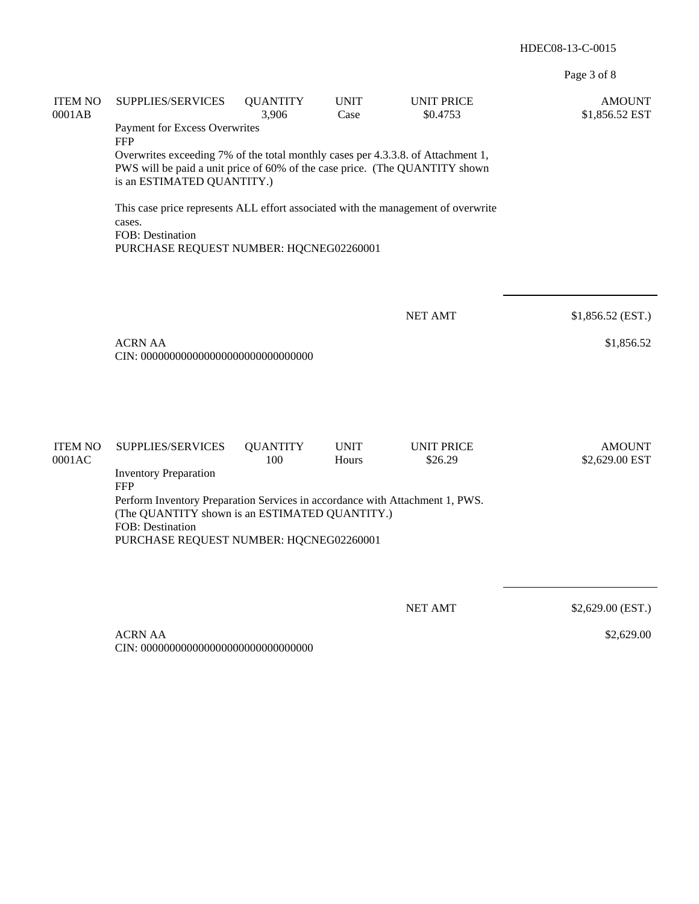| ITEM NO | SUPPLIES/SERVICES | QUANTITY | UNIT | UNIT PRICE | AMOUNT |
|---|---|---|---|---|---|
| 0001AB | | 3,906 | Case | $0.4753 | $1,856.52 EST |

Payment for Excess Overwrites
FFP
Overwrites exceeding 7% of the total monthly cases per 4.3.3.8. of Attachment 1, PWS will be paid a unit price of 60% of the case price. (The QUANTITY shown is an ESTIMATED QUANTITY.)

This case price represents ALL effort associated with the management of overwrite cases.
FOB: Destination
PURCHASE REQUEST NUMBER: HQCNEG02260001

NET AMT $1,856.52 (EST.)

ACRN AA $1,856.52
CIN: 000000000000000000000000000000

| ITEM NO | SUPPLIES/SERVICES | QUANTITY | UNIT | UNIT PRICE | AMOUNT |
|---|---|---|---|---|---|
| 0001AC | | 100 | Hours | $26.29 | $2,629.00 EST |

Inventory Preparation
FFP
Perform Inventory Preparation Services in accordance with Attachment 1, PWS. (The QUANTITY shown is an ESTIMATED QUANTITY.)
FOB: Destination
PURCHASE REQUEST NUMBER: HQCNEG02260001

NET AMT $2,629.00 (EST.)

ACRN AA $2,629.00
CIN: 000000000000000000000000000000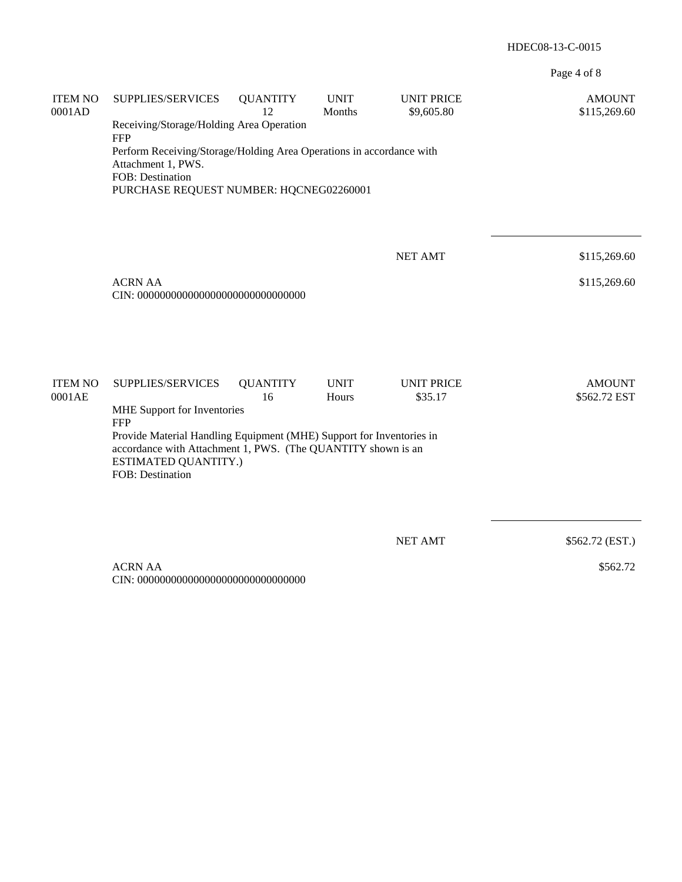| ITEM NO | SUPPLIES/SERVICES | QUANTITY | UNIT | UNIT PRICE | AMOUNT |
|---|---|---|---|---|---|
| 0001AD | | 12 | Months | $9,605.80 | $115,269.60 |

Receiving/Storage/Holding Area Operation
FFP
Perform Receiving/Storage/Holding Area Operations in accordance with Attachment 1, PWS.
FOB: Destination
PURCHASE REQUEST NUMBER: HQCNEG02260001

NET AMT $115,269.60

ACRN AA $115,269.60
CIN: 000000000000000000000000000000

| ITEM NO | SUPPLIES/SERVICES | QUANTITY | UNIT | UNIT PRICE | AMOUNT |
|---|---|---|---|---|---|
| 0001AE | | 16 | Hours | $35.17 | $562.72 EST |

MHE Support for Inventories
FFP
Provide Material Handling Equipment (MHE) Support for Inventories in accordance with Attachment 1, PWS. (The QUANTITY shown is an ESTIMATED QUANTITY.)
FOB: Destination

NET AMT $562.72 (EST.)

ACRN AA $562.72
CIN: 000000000000000000000000000000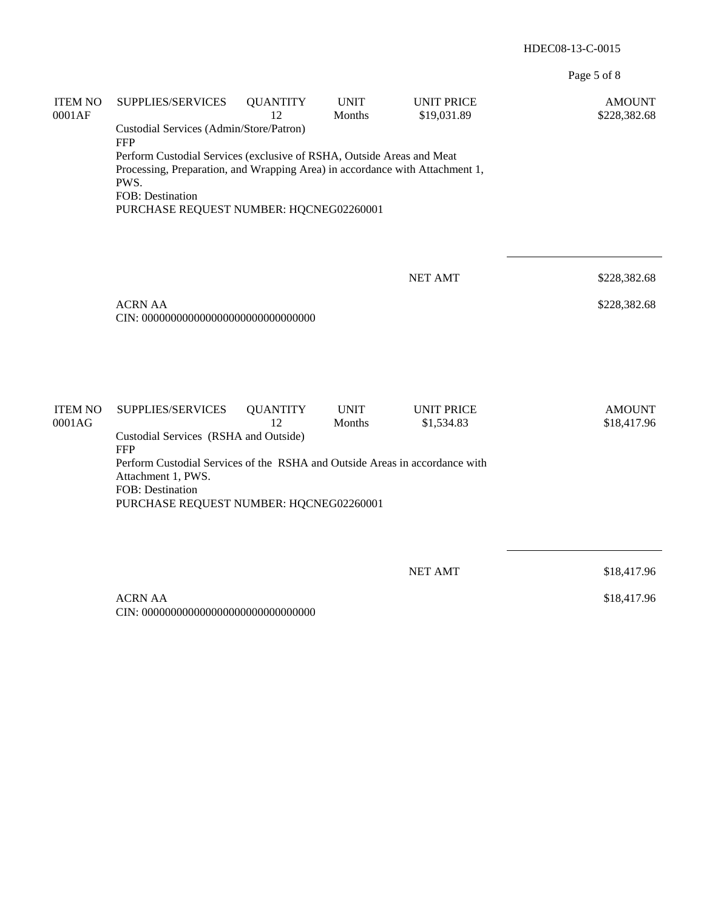| ITEM NO | SUPPLIES/SERVICES | QUANTITY | UNIT | UNIT PRICE | AMOUNT |
|---|---|---|---|---|---|
| 0001AF | | 12 | Months | $19,031.89 | $228,382.68 |

Custodial Services (Admin/Store/Patron)
FFP
Perform Custodial Services (exclusive of RSHA, Outside Areas and Meat Processing, Preparation, and Wrapping Area) in accordance with Attachment 1, PWS.
FOB: Destination
PURCHASE REQUEST NUMBER: HQCNEG02260001

NET AMT $228,382.68

ACRN AA $228,382.68
CIN: 000000000000000000000000000000

| ITEM NO | SUPPLIES/SERVICES | QUANTITY | UNIT | UNIT PRICE | AMOUNT |
|---|---|---|---|---|---|
| 0001AG | | 12 | Months | $1,534.83 | $18,417.96 |

Custodial Services (RSHA and Outside)
FFP
Perform Custodial Services of the RSHA and Outside Areas in accordance with Attachment 1, PWS.
FOB: Destination
PURCHASE REQUEST NUMBER: HQCNEG02260001

NET AMT $18,417.96

ACRN AA $18,417.96
CIN: 000000000000000000000000000000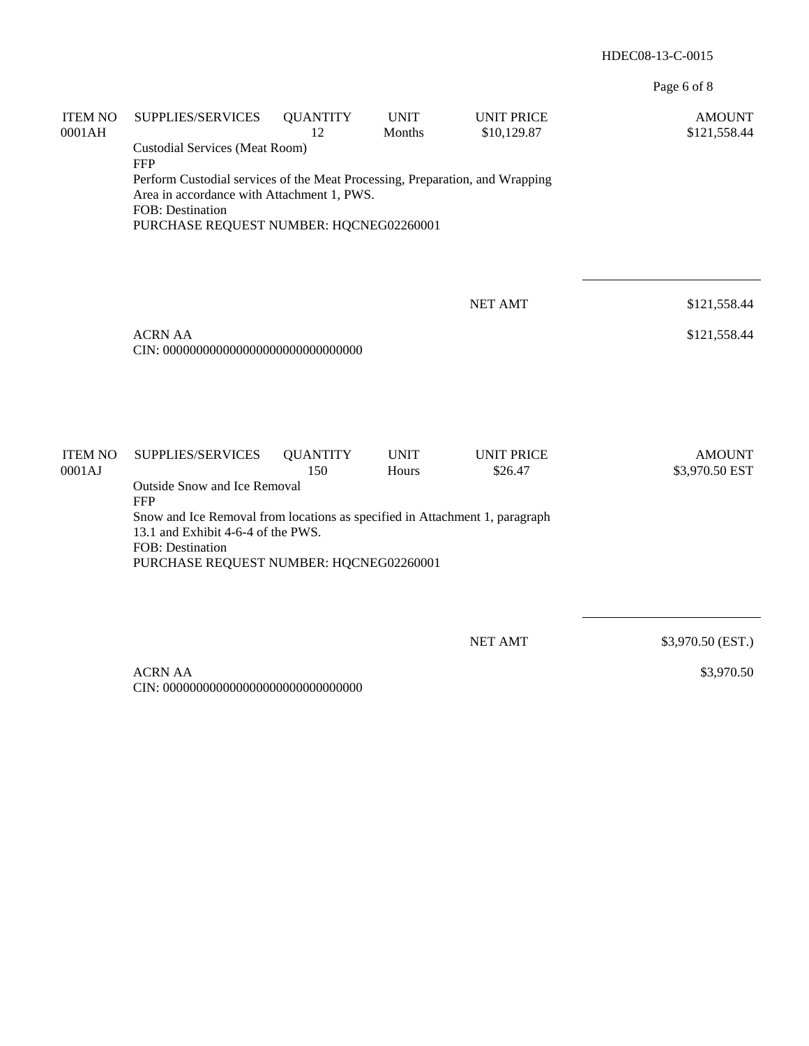| ITEM NO | SUPPLIES/SERVICES | QUANTITY | UNIT | UNIT PRICE | AMOUNT |
|---|---|---|---|---|---|
| 0001AH | | 12 | Months | $10,129.87 | $121,558.44 |

Custodial Services (Meat Room)
FFP
Perform Custodial services of the Meat Processing, Preparation, and Wrapping Area in accordance with Attachment 1, PWS.
FOB: Destination
PURCHASE REQUEST NUMBER: HQCNEG02260001

| | |
|---|---|
| NET AMT | $121,558.44 |

ACRN AA — $121,558.44
CIN: 000000000000000000000000000000

| ITEM NO | SUPPLIES/SERVICES | QUANTITY | UNIT | UNIT PRICE | AMOUNT |
|---|---|---|---|---|---|
| 0001AJ | | 150 | Hours | $26.47 | $3,970.50 EST |

Outside Snow and Ice Removal
FFP
Snow and Ice Removal from locations as specified in Attachment 1, paragraph 13.1 and Exhibit 4-6-4 of the PWS.
FOB: Destination
PURCHASE REQUEST NUMBER: HQCNEG02260001

| | |
|---|---|
| NET AMT | $3,970.50 (EST.) |

ACRN AA — $3,970.50
CIN: 000000000000000000000000000000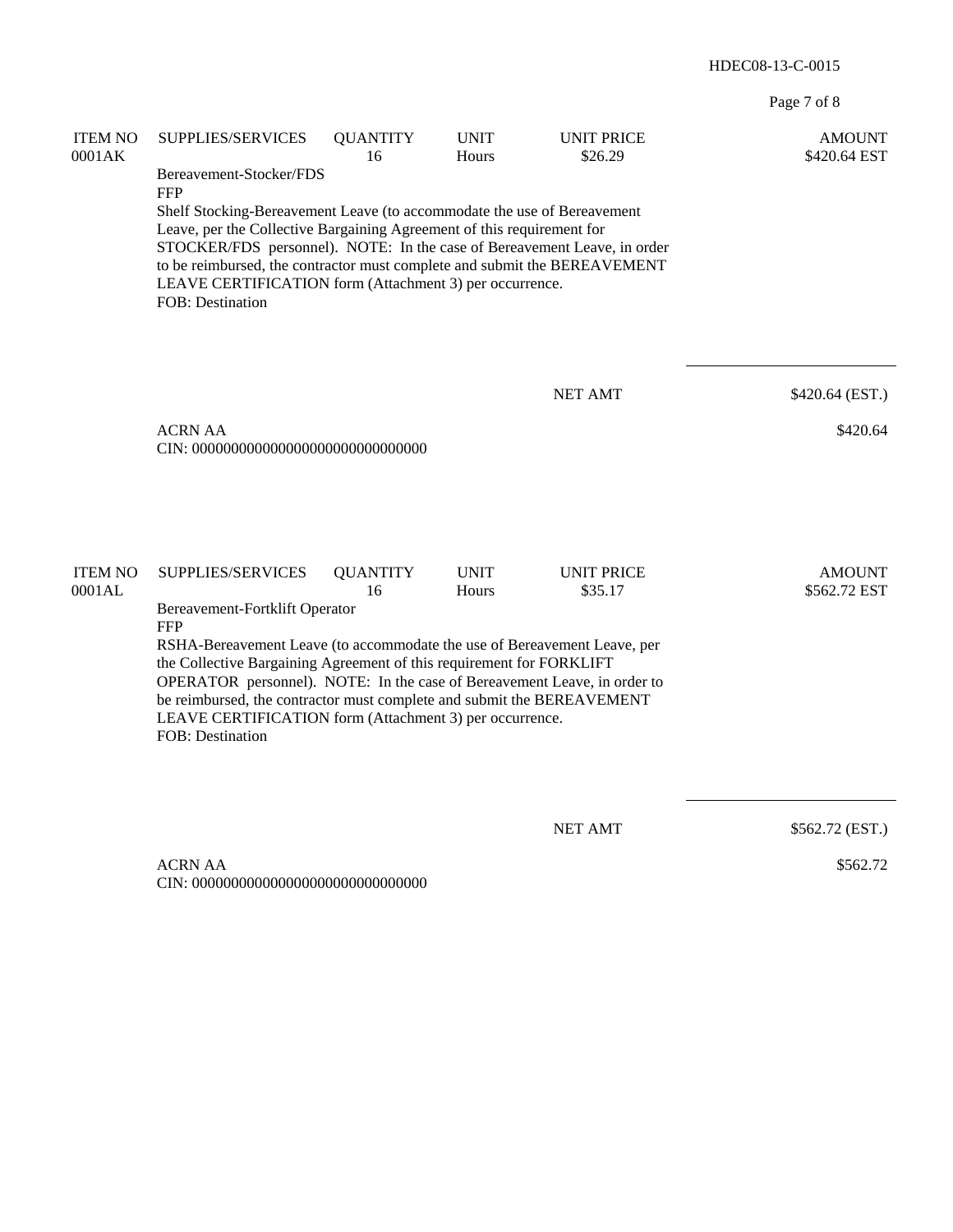| ITEM NO | SUPPLIES/SERVICES | QUANTITY | UNIT | UNIT PRICE | AMOUNT |
|---|---|---|---|---|---|
| 0001AK | | 16 | Hours | $26.29 | $420.64 EST |

Bereavement-Stocker/FDS
FFP
Shelf Stocking-Bereavement Leave (to accommodate the use of Bereavement Leave, per the Collective Bargaining Agreement of this requirement for STOCKER/FDS personnel). NOTE: In the case of Bereavement Leave, in order to be reimbursed, the contractor must complete and submit the BEREAVEMENT LEAVE CERTIFICATION form (Attachment 3) per occurrence.
FOB: Destination

NET AMT $420.64 (EST.)

ACRN AA $420.64
CIN: 000000000000000000000000000000

| ITEM NO | SUPPLIES/SERVICES | QUANTITY | UNIT | UNIT PRICE | AMOUNT |
|---|---|---|---|---|---|
| 0001AL | | 16 | Hours | $35.17 | $562.72 EST |

Bereavement-Fortklift Operator
FFP
RSHA-Bereavement Leave (to accommodate the use of Bereavement Leave, per the Collective Bargaining Agreement of this requirement for FORKLIFT OPERATOR personnel). NOTE: In the case of Bereavement Leave, in order to be reimbursed, the contractor must complete and submit the BEREAVEMENT LEAVE CERTIFICATION form (Attachment 3) per occurrence.
FOB: Destination

NET AMT $562.72 (EST.)

ACRN AA $562.72
CIN: 000000000000000000000000000000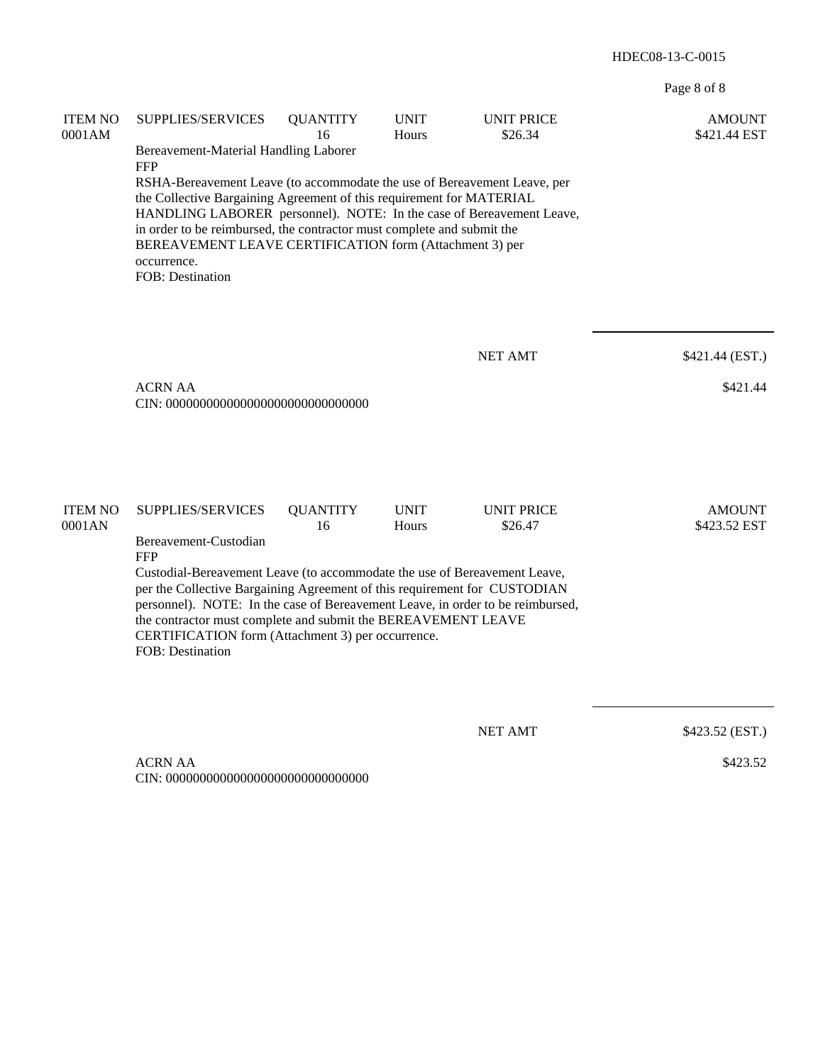| ITEM NO | SUPPLIES/SERVICES | QUANTITY | UNIT | UNIT PRICE | AMOUNT |
|---|---|---|---|---|---|
| 0001AM | | 16 | Hours | $26.34 | $421.44 EST |

Bereavement-Material Handling Laborer
FFP
RSHA-Bereavement Leave (to accommodate the use of Bereavement Leave, per the Collective Bargaining Agreement of this requirement for MATERIAL HANDLING LABORER personnel). NOTE: In the case of Bereavement Leave, in order to be reimbursed, the contractor must complete and submit the BEREAVEMENT LEAVE CERTIFICATION form (Attachment 3) per occurrence.
FOB: Destination

NET AMT $421.44 (EST.)

ACRN AA $421.44
CIN: 000000000000000000000000000000

| ITEM NO | SUPPLIES/SERVICES | QUANTITY | UNIT | UNIT PRICE | AMOUNT |
|---|---|---|---|---|---|
| 0001AN | | 16 | Hours | $26.47 | $423.52 EST |

Bereavement-Custodian
FFP
Custodial-Bereavement Leave (to accommodate the use of Bereavement Leave, per the Collective Bargaining Agreement of this requirement for CUSTODIAN personnel). NOTE: In the case of Bereavement Leave, in order to be reimbursed, the contractor must complete and submit the BEREAVEMENT LEAVE CERTIFICATION form (Attachment 3) per occurrence.
FOB: Destination

NET AMT $423.52 (EST.)

ACRN AA $423.52
CIN: 000000000000000000000000000000